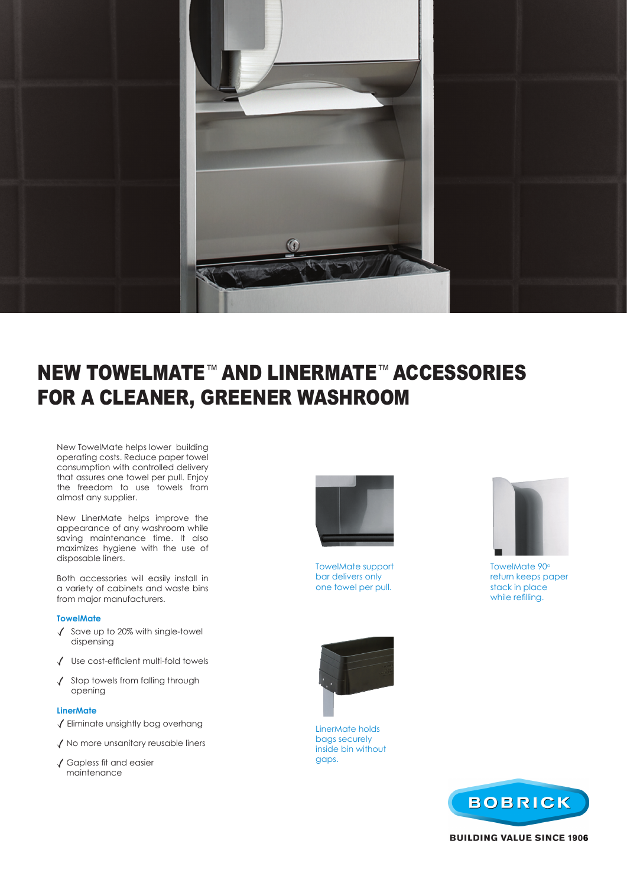# NEW TOWELMATE™ AND LINERMATE™ ACCESSORIES FOR A CLEANER, GREENER WASHROOM

New TowelMate helps lower building operating costs. Reduce paper towel consumption with controlled delivery that assures one towel per pull. Enjoy the freedom to use towels from almost any supplier.

New LinerMate helps improve the appearance of any washroom while saving maintenance time. It also maximizes hygiene with the use of disposable liners.

Both accessories will easily install in a variety of cabinets and waste bins from major manufacturers.

### TowelMate

- ✓ Save up to 20% with single-towel dispensing
- ✓ Use cost-efficient multi-fold towels
- ✓ Stop towels from falling through opening

### LinerMate

- ✓ Eliminate unsightly bag overhang
- ✓ No more unsanitary reusable liners
- ✓ Gapless fit and easier maintenance

TowelMate support bar delivers only one towel per pull.

TowelMate 90° return keeps paper stack in place while refilling.

LinerMate holds bags securely inside bin without gaps.

BOBRICK

BUILDING VALUE SINCE 1906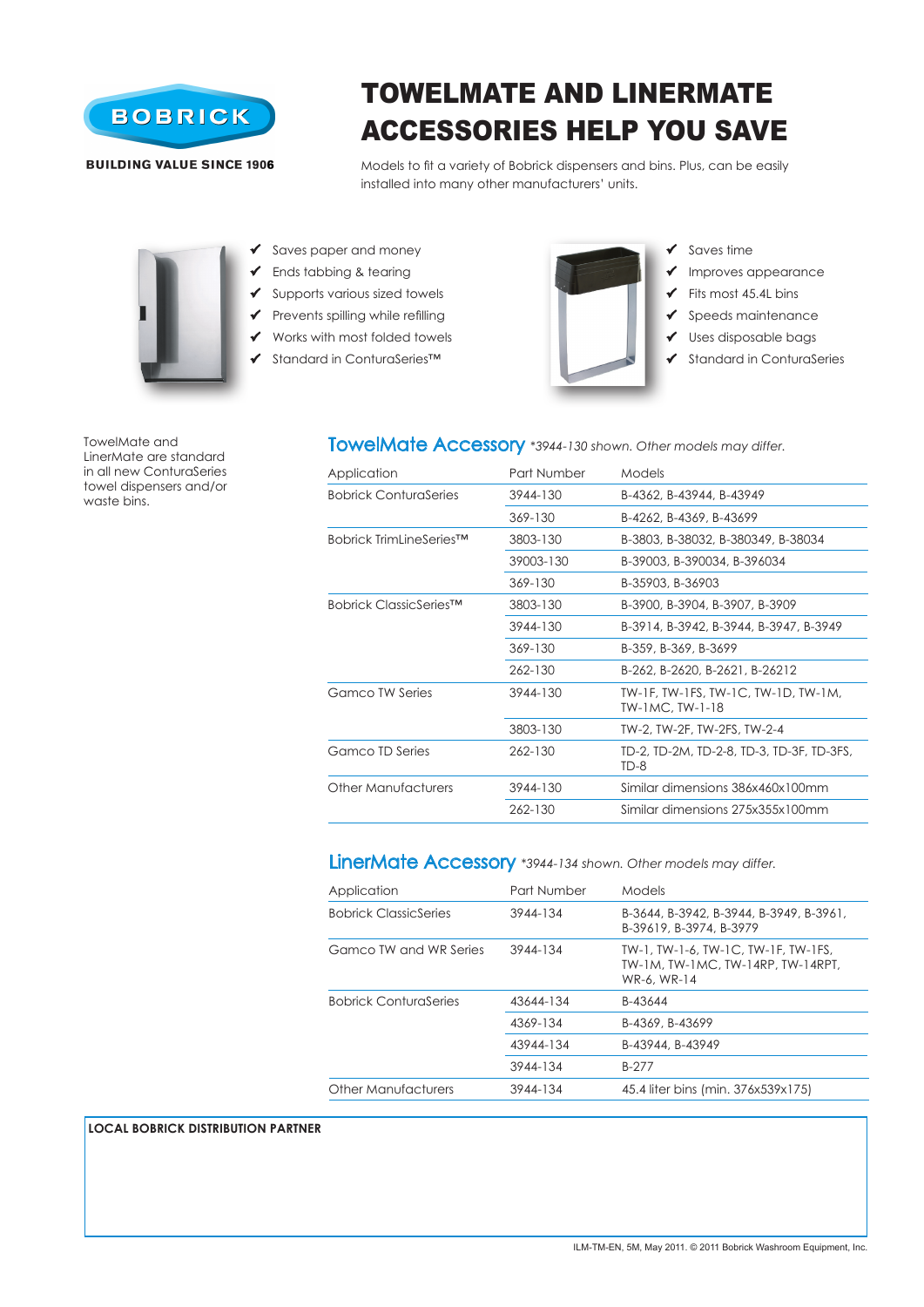BOBRICK

BUILDING VALUE SINCE 1906

# TOWELMATE AND LINERMATE ACCESSORIES HELP YOU SAVE

Models to fit a variety of Bobrick dispensers and bins. Plus, can be easily installed into many other manufacturers' units.

- ✔ Saves paper and money
- ✔ Ends tabbing & tearing
- ✔ Supports various sized towels
- ✔ Prevents spilling while refilling
- ✔ Works with most folded towels
- ✔ Standard in ConturaSeries™

- ✔ Saves time
- ✔ Improves appearance
- ✔ Fits most 45.4L bins
- ✔ Speeds maintenance
- ✔ Uses disposable bags
- ✔ Standard in ConturaSeries

TowelMate and LinerMate are standard in all new ConturaSeries towel dispensers and/or waste bins.

## TowelMate Accessory *3944-130 shown. Other models may differ.*

| Application | Part Number | Models |
|---|---|---|
| Bobrick ConturaSeries | 3944-130 | B-4362, B-43944, B-43949 |
| | 369-130 | B-4262, B-4369, B-43699 |
| Bobrick TrimLineSeries™ | 3803-130 | B-3803, B-38032, B-380349, B-38034 |
| | 39003-130 | B-39003, B-390034, B-396034 |
| | 369-130 | B-35903, B-36903 |
| Bobrick ClassicSeries™ | 3803-130 | B-3900, B-3904, B-3907, B-3909 |
| | 3944-130 | B-3914, B-3942, B-3944, B-3947, B-3949 |
| | 369-130 | B-359, B-369, B-3699 |
| | 262-130 | B-262, B-2620, B-2621, B-26212 |
| Gamco TW Series | 3944-130 | TW-1F, TW-1FS, TW-1C, TW-1D, TW-1M, TW-1MC, TW-1-18 |
| | 3803-130 | TW-2, TW-2F, TW-2FS, TW-2-4 |
| Gamco TD Series | 262-130 | TD-2, TD-2M, TD-2-8, TD-3, TD-3F, TD-3FS, TD-8 |
| Other Manufacturers | 3944-130 | Similar dimensions 386x460x100mm |
| | 262-130 | Similar dimensions 275x355x100mm |

## LinerMate Accessory *3944-134 shown. Other models may differ.*

| Application | Part Number | Models |
|---|---|---|
| Bobrick ClassicSeries | 3944-134 | B-3644, B-3942, B-3944, B-3949, B-3961, B-39619, B-3974, B-3979 |
| Gamco TW and WR Series | 3944-134 | TW-1, TW-1-6, TW-1C, TW-1F, TW-1FS, TW-1M, TW-1MC, TW-14RP, TW-14RPT, WR-6, WR-14 |
| Bobrick ConturaSeries | 43644-134 | B-43644 |
| | 4369-134 | B-4369, B-43699 |
| | 43944-134 | B-43944, B-43949 |
| | 3944-134 | B-277 |
| Other Manufacturers | 3944-134 | 45.4 liter bins (min. 376x539x175) |

**LOCAL BOBRICK DISTRIBUTION PARTNER**

ILM-TM-EN, 5M, May 2011. © 2011 Bobrick Washroom Equipment, Inc.